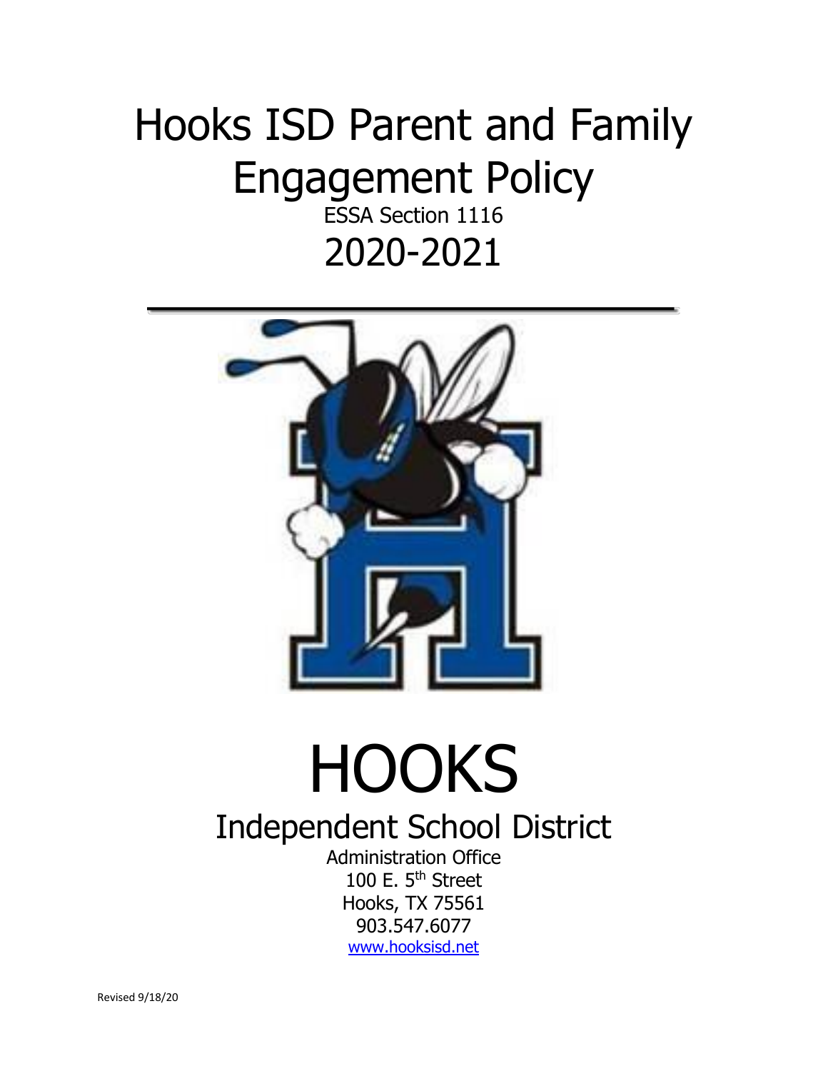# Hooks ISD Parent and Family Engagement Policy

ESSA Section 1116

2020-2021

# HOOKS

## Independent School District

Administration Office
100 E. 5th Street
Hooks, TX 75561
903.547.6077
[www.hooksisd.net](http://www.hooksisd.net)

Revised 9/18/20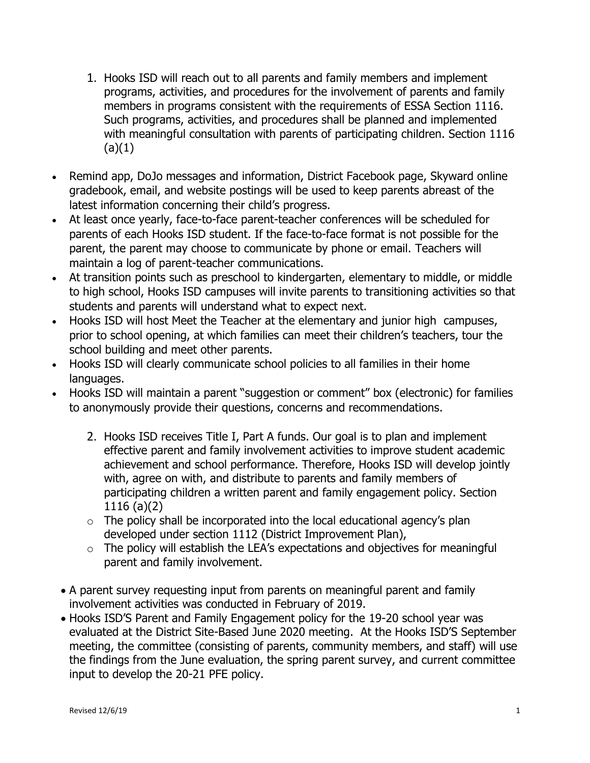1. Hooks ISD will reach out to all parents and family members and implement programs, activities, and procedures for the involvement of parents and family members in programs consistent with the requirements of ESSA Section 1116. Such programs, activities, and procedures shall be planned and implemented with meaningful consultation with parents of participating children. Section 1116 (a)(1)

- Remind app, DoJo messages and information, District Facebook page, Skyward online gradebook, email, and website postings will be used to keep parents abreast of the latest information concerning their child's progress.
- At least once yearly, face-to-face parent-teacher conferences will be scheduled for parents of each Hooks ISD student. If the face-to-face format is not possible for the parent, the parent may choose to communicate by phone or email. Teachers will maintain a log of parent-teacher communications.
- At transition points such as preschool to kindergarten, elementary to middle, or middle to high school, Hooks ISD campuses will invite parents to transitioning activities so that students and parents will understand what to expect next.
- Hooks ISD will host Meet the Teacher at the elementary and junior high campuses, prior to school opening, at which families can meet their children's teachers, tour the school building and meet other parents.
- Hooks ISD will clearly communicate school policies to all families in their home languages.
- Hooks ISD will maintain a parent "suggestion or comment" box (electronic) for families to anonymously provide their questions, concerns and recommendations.

2. Hooks ISD receives Title I, Part A funds. Our goal is to plan and implement effective parent and family involvement activities to improve student academic achievement and school performance. Therefore, Hooks ISD will develop jointly with, agree on with, and distribute to parents and family members of participating children a written parent and family engagement policy. Section 1116 (a)(2)
   - The policy shall be incorporated into the local educational agency's plan developed under section 1112 (District Improvement Plan),
   - The policy will establish the LEA's expectations and objectives for meaningful parent and family involvement.

- A parent survey requesting input from parents on meaningful parent and family involvement activities was conducted in February of 2019.
- Hooks ISD'S Parent and Family Engagement policy for the 19-20 school year was evaluated at the District Site-Based June 2020 meeting. At the Hooks ISD'S September meeting, the committee (consisting of parents, community members, and staff) will use the findings from the June evaluation, the spring parent survey, and current committee input to develop the 20-21 PFE policy.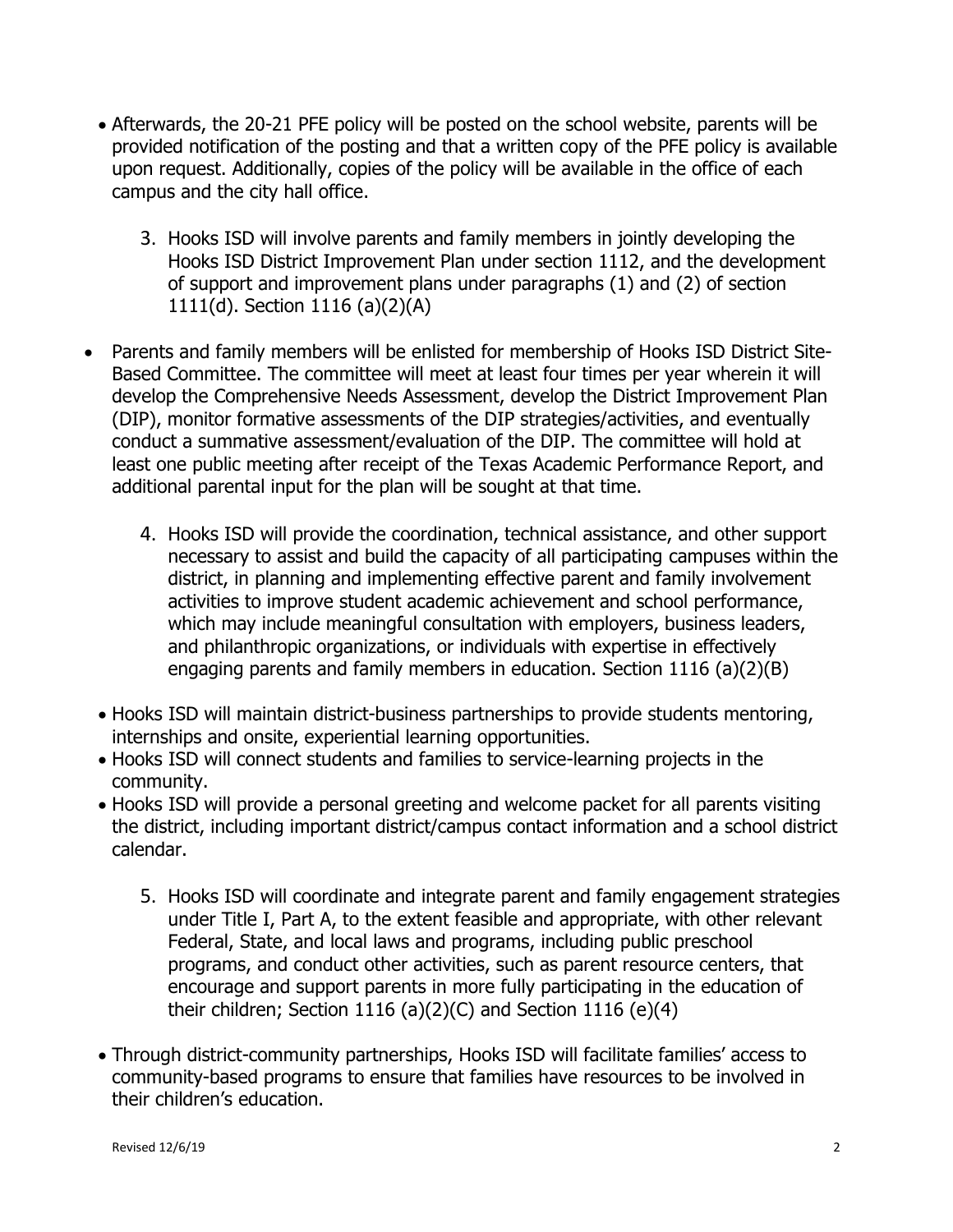- Afterwards, the 20-21 PFE policy will be posted on the school website, parents will be provided notification of the posting and that a written copy of the PFE policy is available upon request. Additionally, copies of the policy will be available in the office of each campus and the city hall office.

3. Hooks ISD will involve parents and family members in jointly developing the Hooks ISD District Improvement Plan under section 1112, and the development of support and improvement plans under paragraphs (1) and (2) of section 1111(d). Section 1116 (a)(2)(A)

- Parents and family members will be enlisted for membership of Hooks ISD District Site-Based Committee. The committee will meet at least four times per year wherein it will develop the Comprehensive Needs Assessment, develop the District Improvement Plan (DIP), monitor formative assessments of the DIP strategies/activities, and eventually conduct a summative assessment/evaluation of the DIP. The committee will hold at least one public meeting after receipt of the Texas Academic Performance Report, and additional parental input for the plan will be sought at that time.

4. Hooks ISD will provide the coordination, technical assistance, and other support necessary to assist and build the capacity of all participating campuses within the district, in planning and implementing effective parent and family involvement activities to improve student academic achievement and school performance, which may include meaningful consultation with employers, business leaders, and philanthropic organizations, or individuals with expertise in effectively engaging parents and family members in education. Section 1116 (a)(2)(B)

- Hooks ISD will maintain district-business partnerships to provide students mentoring, internships and onsite, experiential learning opportunities.
- Hooks ISD will connect students and families to service-learning projects in the community.
- Hooks ISD will provide a personal greeting and welcome packet for all parents visiting the district, including important district/campus contact information and a school district calendar.

5. Hooks ISD will coordinate and integrate parent and family engagement strategies under Title I, Part A, to the extent feasible and appropriate, with other relevant Federal, State, and local laws and programs, including public preschool programs, and conduct other activities, such as parent resource centers, that encourage and support parents in more fully participating in the education of their children; Section 1116 (a)(2)(C) and Section 1116 (e)(4)

- Through district-community partnerships, Hooks ISD will facilitate families' access to community-based programs to ensure that families have resources to be involved in their children's education.

Revised 12/6/19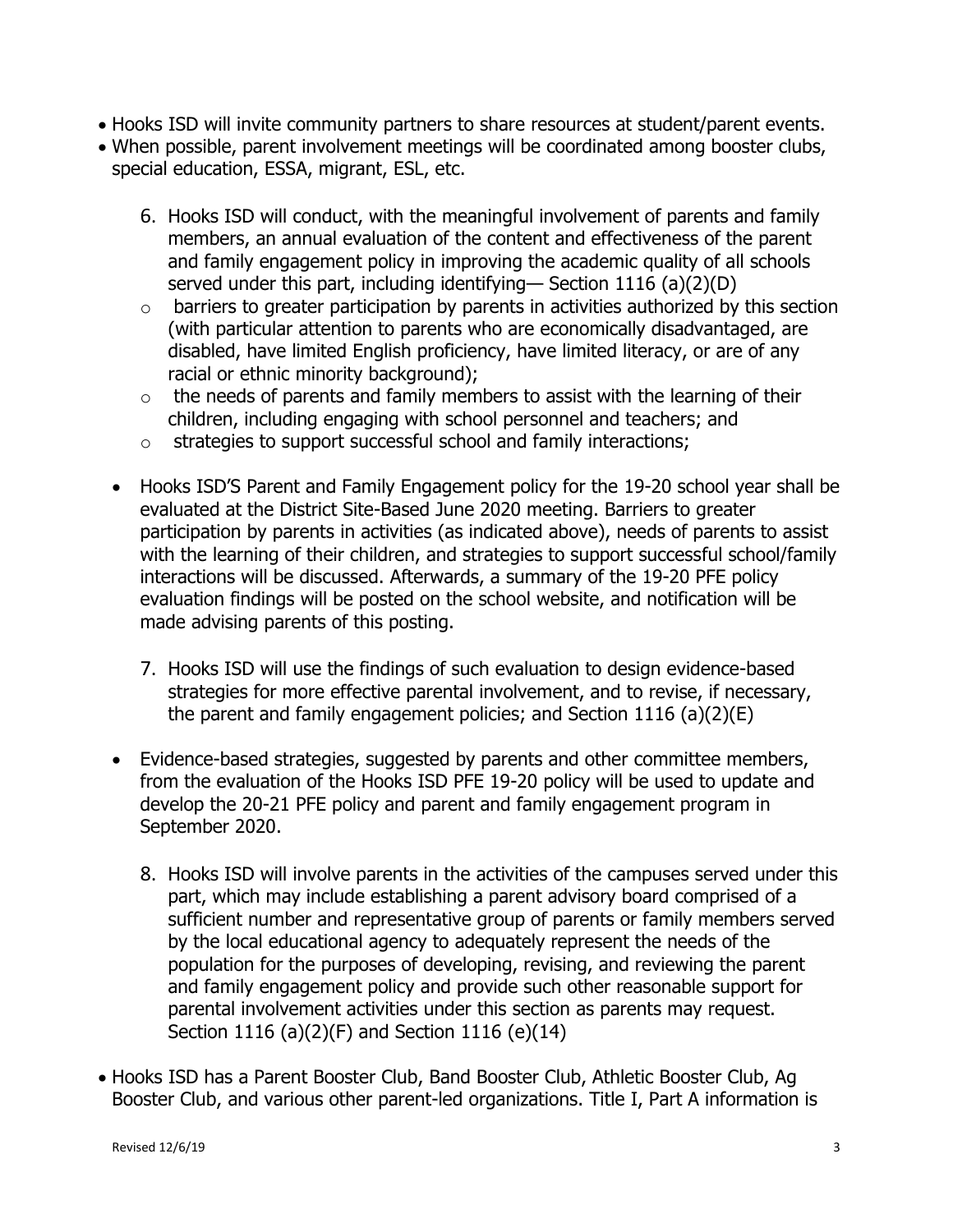- Hooks ISD will invite community partners to share resources at student/parent events.
- When possible, parent involvement meetings will be coordinated among booster clubs, special education, ESSA, migrant, ESL, etc.

6. Hooks ISD will conduct, with the meaningful involvement of parents and family members, an annual evaluation of the content and effectiveness of the parent and family engagement policy in improving the academic quality of all schools served under this part, including identifying— Section 1116 (a)(2)(D)
   - barriers to greater participation by parents in activities authorized by this section (with particular attention to parents who are economically disadvantaged, are disabled, have limited English proficiency, have limited literacy, or are of any racial or ethnic minority background);
   - the needs of parents and family members to assist with the learning of their children, including engaging with school personnel and teachers; and
   - strategies to support successful school and family interactions;

- Hooks ISD'S Parent and Family Engagement policy for the 19-20 school year shall be evaluated at the District Site-Based June 2020 meeting. Barriers to greater participation by parents in activities (as indicated above), needs of parents to assist with the learning of their children, and strategies to support successful school/family interactions will be discussed. Afterwards, a summary of the 19-20 PFE policy evaluation findings will be posted on the school website, and notification will be made advising parents of this posting.

7. Hooks ISD will use the findings of such evaluation to design evidence-based strategies for more effective parental involvement, and to revise, if necessary, the parent and family engagement policies; and Section 1116 (a)(2)(E)

- Evidence-based strategies, suggested by parents and other committee members, from the evaluation of the Hooks ISD PFE 19-20 policy will be used to update and develop the 20-21 PFE policy and parent and family engagement program in September 2020.

8. Hooks ISD will involve parents in the activities of the campuses served under this part, which may include establishing a parent advisory board comprised of a sufficient number and representative group of parents or family members served by the local educational agency to adequately represent the needs of the population for the purposes of developing, revising, and reviewing the parent and family engagement policy and provide such other reasonable support for parental involvement activities under this section as parents may request. Section 1116 (a)(2)(F) and Section 1116 (e)(14)

- Hooks ISD has a Parent Booster Club, Band Booster Club, Athletic Booster Club, Ag Booster Club, and various other parent-led organizations. Title I, Part A information is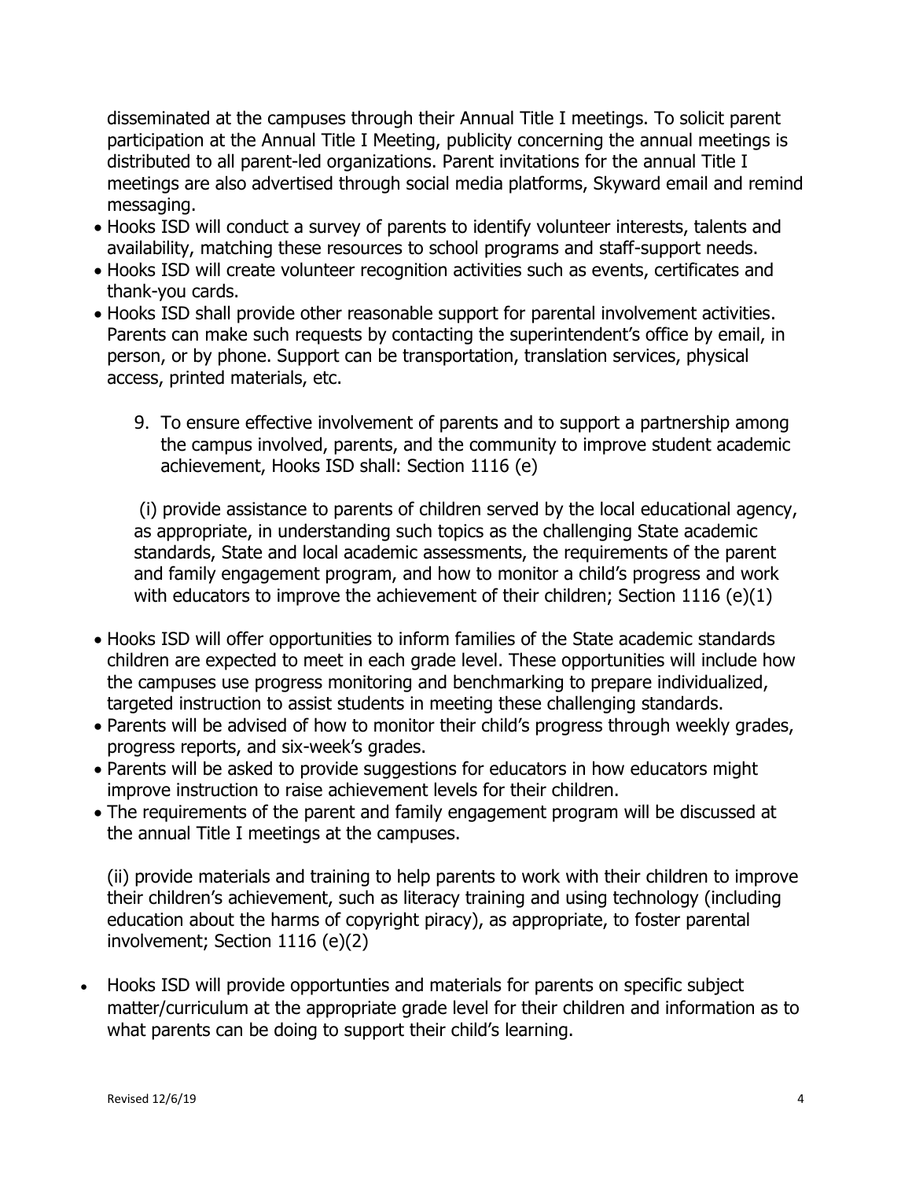disseminated at the campuses through their Annual Title I meetings. To solicit parent participation at the Annual Title I Meeting, publicity concerning the annual meetings is distributed to all parent-led organizations. Parent invitations for the annual Title I meetings are also advertised through social media platforms, Skyward email and remind messaging.

- Hooks ISD will conduct a survey of parents to identify volunteer interests, talents and availability, matching these resources to school programs and staff-support needs.
- Hooks ISD will create volunteer recognition activities such as events, certificates and thank-you cards.
- Hooks ISD shall provide other reasonable support for parental involvement activities. Parents can make such requests by contacting the superintendent's office by email, in person, or by phone. Support can be transportation, translation services, physical access, printed materials, etc.

9. To ensure effective involvement of parents and to support a partnership among the campus involved, parents, and the community to improve student academic achievement, Hooks ISD shall: Section 1116 (e)

(i) provide assistance to parents of children served by the local educational agency, as appropriate, in understanding such topics as the challenging State academic standards, State and local academic assessments, the requirements of the parent and family engagement program, and how to monitor a child's progress and work with educators to improve the achievement of their children; Section 1116 (e)(1)

- Hooks ISD will offer opportunities to inform families of the State academic standards children are expected to meet in each grade level. These opportunities will include how the campuses use progress monitoring and benchmarking to prepare individualized, targeted instruction to assist students in meeting these challenging standards.
- Parents will be advised of how to monitor their child's progress through weekly grades, progress reports, and six-week's grades.
- Parents will be asked to provide suggestions for educators in how educators might improve instruction to raise achievement levels for their children.
- The requirements of the parent and family engagement program will be discussed at the annual Title I meetings at the campuses.

(ii) provide materials and training to help parents to work with their children to improve their children's achievement, such as literacy training and using technology (including education about the harms of copyright piracy), as appropriate, to foster parental involvement; Section 1116 (e)(2)

- Hooks ISD will provide opportunties and materials for parents on specific subject matter/curriculum at the appropriate grade level for their children and information as to what parents can be doing to support their child's learning.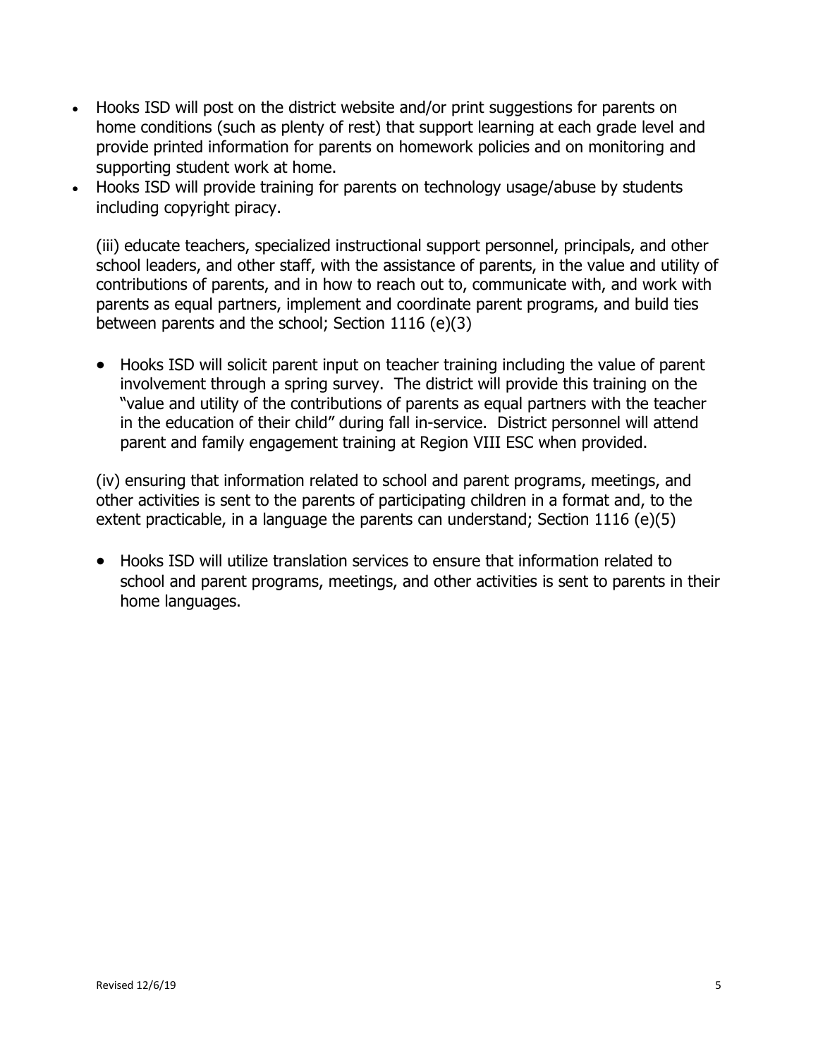- Hooks ISD will post on the district website and/or print suggestions for parents on home conditions (such as plenty of rest) that support learning at each grade level and provide printed information for parents on homework policies and on monitoring and supporting student work at home.
- Hooks ISD will provide training for parents on technology usage/abuse by students including copyright piracy.

(iii) educate teachers, specialized instructional support personnel, principals, and other school leaders, and other staff, with the assistance of parents, in the value and utility of contributions of parents, and in how to reach out to, communicate with, and work with parents as equal partners, implement and coordinate parent programs, and build ties between parents and the school; Section 1116 (e)(3)

- Hooks ISD will solicit parent input on teacher training including the value of parent involvement through a spring survey. The district will provide this training on the "value and utility of the contributions of parents as equal partners with the teacher in the education of their child" during fall in-service. District personnel will attend parent and family engagement training at Region VIII ESC when provided.

(iv) ensuring that information related to school and parent programs, meetings, and other activities is sent to the parents of participating children in a format and, to the extent practicable, in a language the parents can understand; Section 1116 (e)(5)

- Hooks ISD will utilize translation services to ensure that information related to school and parent programs, meetings, and other activities is sent to parents in their home languages.

Revised 12/6/19